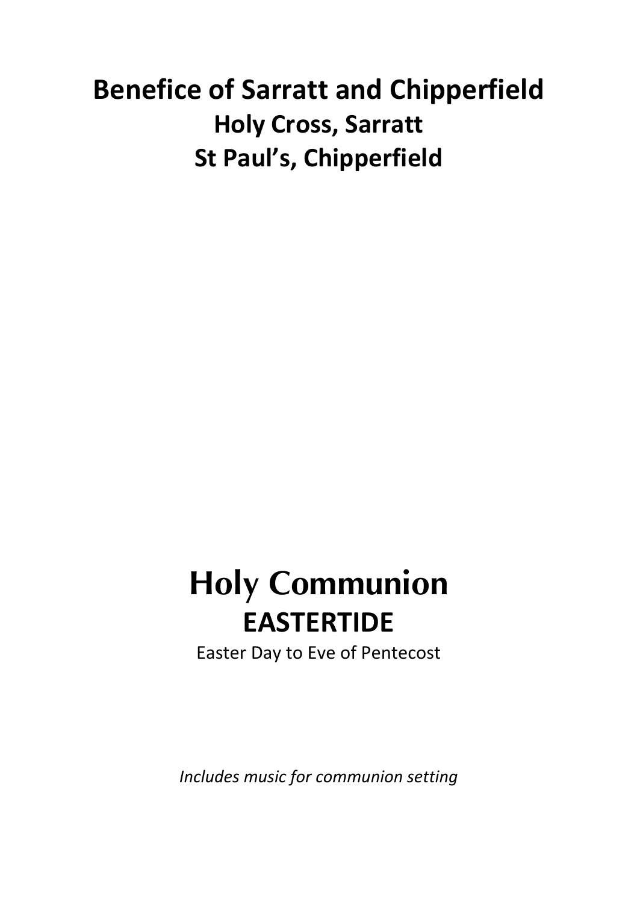# Benefice of Sarratt and Chipperfield

## Holy Cross, Sarratt

## St Paul's, Chipperfield

# Holy Communion

## EASTERTIDE

Easter Day to Eve of Pentecost

*Includes music for communion setting*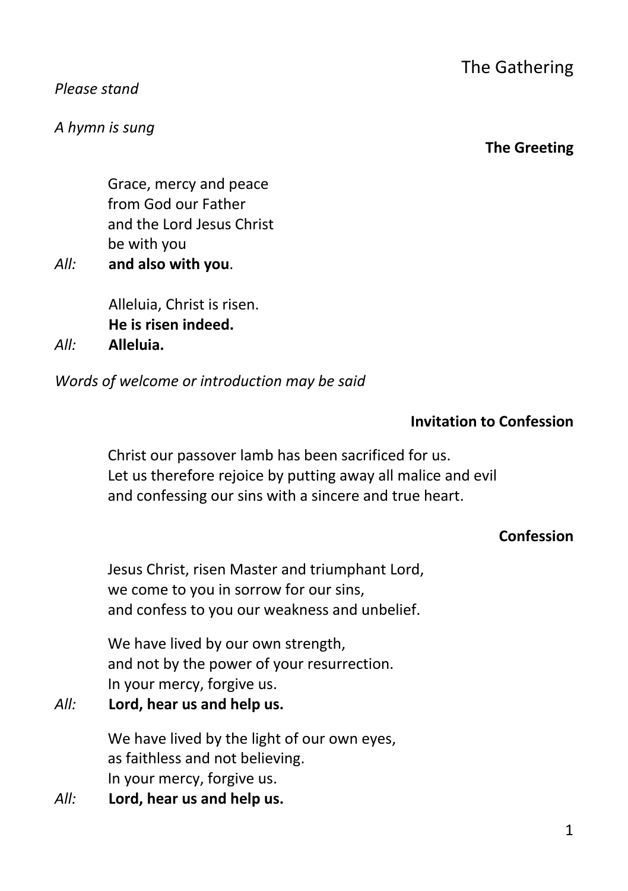# The Gathering

*Please stand*

*A hymn is sung*

### The Greeting

Grace, mercy and peace
from God our Father
and the Lord Jesus Christ
be with you

*All:* **and also with you**.

Alleluia, Christ is risen.
**He is risen indeed.**

*All:* **Alleluia.**

*Words of welcome or introduction may be said*

### Invitation to Confession

Christ our passover lamb has been sacrificed for us.
Let us therefore rejoice by putting away all malice and evil
and confessing our sins with a sincere and true heart.

### Confession

Jesus Christ, risen Master and triumphant Lord,
we come to you in sorrow for our sins,
and confess to you our weakness and unbelief.

We have lived by our own strength,
and not by the power of your resurrection.
In your mercy, forgive us.

*All:* **Lord, hear us and help us.**

We have lived by the light of our own eyes,
as faithless and not believing.
In your mercy, forgive us.

*All:* **Lord, hear us and help us.**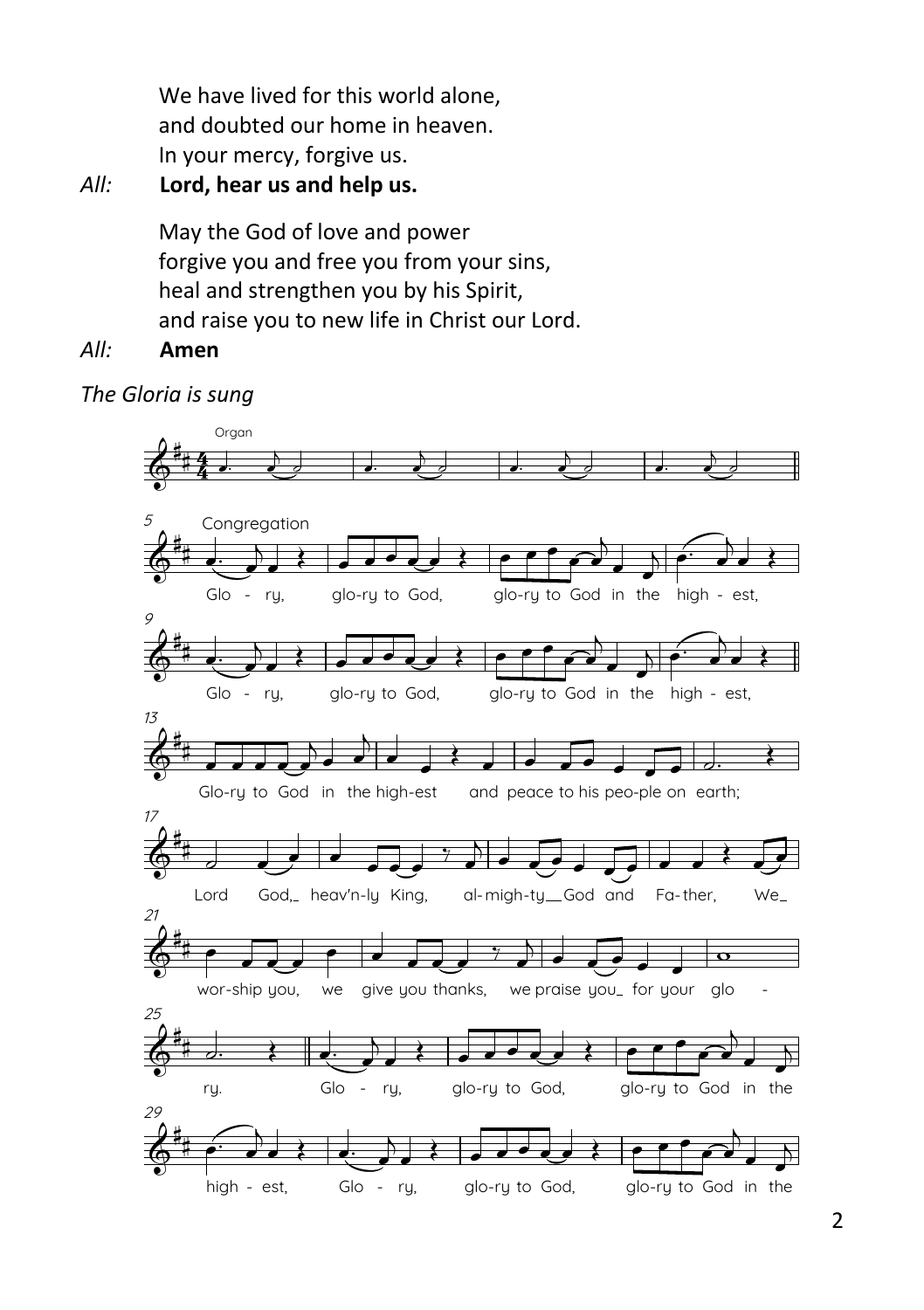We have lived for this world alone,
and doubted our home in heaven.
In your mercy, forgive us.

*All:* **Lord, hear us and help us.**

May the God of love and power
forgive you and free you from your sins,
heal and strengthen you by his Spirit,
and raise you to new life in Christ our Lord.

*All:* **Amen**

*The Gloria is sung*

Organ

Congregation

Glo - ry, glo-ry to God, glo-ry to God in the high - est,

Glo - ry, glo-ry to God, glo-ry to God in the high - est,

Glo-ry to God in the high-est and peace to his peo-ple on earth;

Lord God, heav'n-ly King, al-migh-ty God and Fa-ther, We wor-ship you, we give you thanks, we praise you for your glo - ry.

Glo - ry, glo-ry to God, glo-ry to God in the high - est,

Glo - ry, glo-ry to God, glo-ry to God in the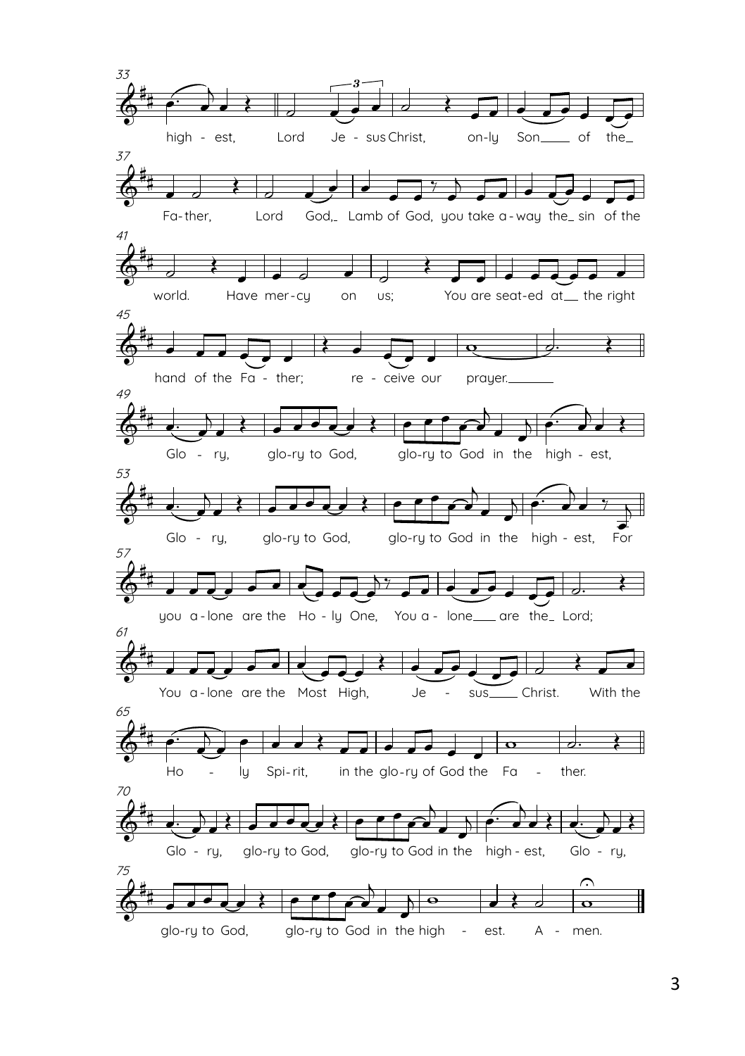33

high - est, Lord Je - sus Christ, on-ly Son ___ of the_

37

Fa-ther, Lord God,_ Lamb of God, you take a-way the_ sin of the

41

world. Have mer-cy on us; You are seat-ed at __ the right

45

hand of the Fa - ther; re - ceive our prayer. ______

49

Glo - ry, glo-ry to God, glo-ry to God in the high - est,

53

Glo - ry, glo-ry to God, glo-ry to God in the high - est, For

57

you a-lone are the Ho - ly One, You a - lone ___ are the_ Lord;

61

You a-lone are the Most High, Je - sus ___ Christ. With the

65

Ho - ly Spi-rit, in the glo-ry of God the Fa - ther.

70

Glo - ry, glo-ry to God, glo-ry to God in the high - est, Glo - ry,

75

glo-ry to God, glo-ry to God in the high - est. A - men.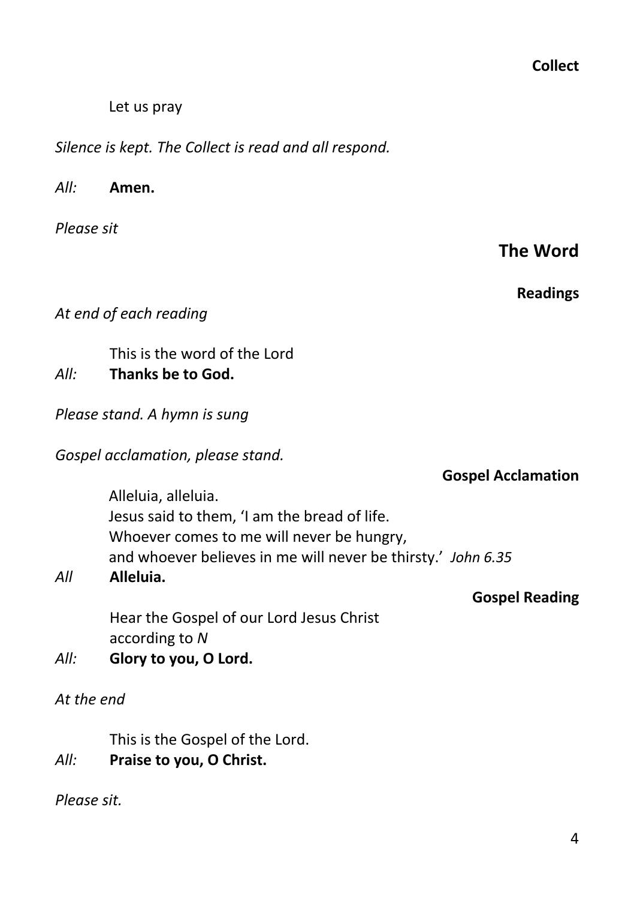### Collect

Let us pray

*Silence is kept. The Collect is read and all respond.*

*All:* **Amen.**

*Please sit*

## The Word

### Readings

*At end of each reading*

This is the word of the Lord
*All:* **Thanks be to God.**

*Please stand. A hymn is sung*

*Gospel acclamation, please stand.*

### Gospel Acclamation

Alleluia, alleluia.
Jesus said to them, 'I am the bread of life.
Whoever comes to me will never be hungry,
and whoever believes in me will never be thirsty.' *John 6.35*
*All* **Alleluia.**

### Gospel Reading

Hear the Gospel of our Lord Jesus Christ
according to *N*
*All:* **Glory to you, O Lord.**

*At the end*

This is the Gospel of the Lord.
*All:* **Praise to you, O Christ.**

*Please sit.*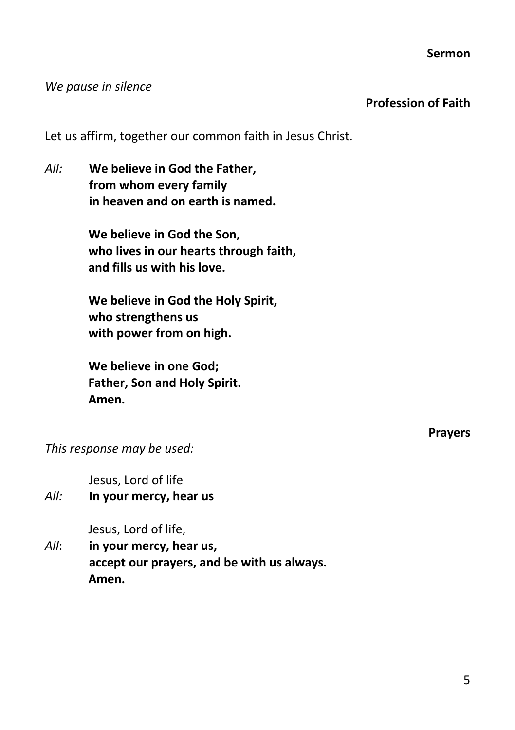## Sermon

*We pause in silence*

## Profession of Faith

Let us affirm, together our common faith in Jesus Christ.

*All:* **We believe in God the Father,**
**from whom every family**
**in heaven and on earth is named.**

**We believe in God the Son,**
**who lives in our hearts through faith,**
**and fills us with his love.**

**We believe in God the Holy Spirit,**
**who strengthens us**
**with power from on high.**

**We believe in one God;**
**Father, Son and Holy Spirit.**
**Amen.**

## Prayers

*This response may be used:*

Jesus, Lord of life
*All:* **In your mercy, hear us**

Jesus, Lord of life,
*All*: **in your mercy, hear us,**
**accept our prayers, and be with us always.**
**Amen.**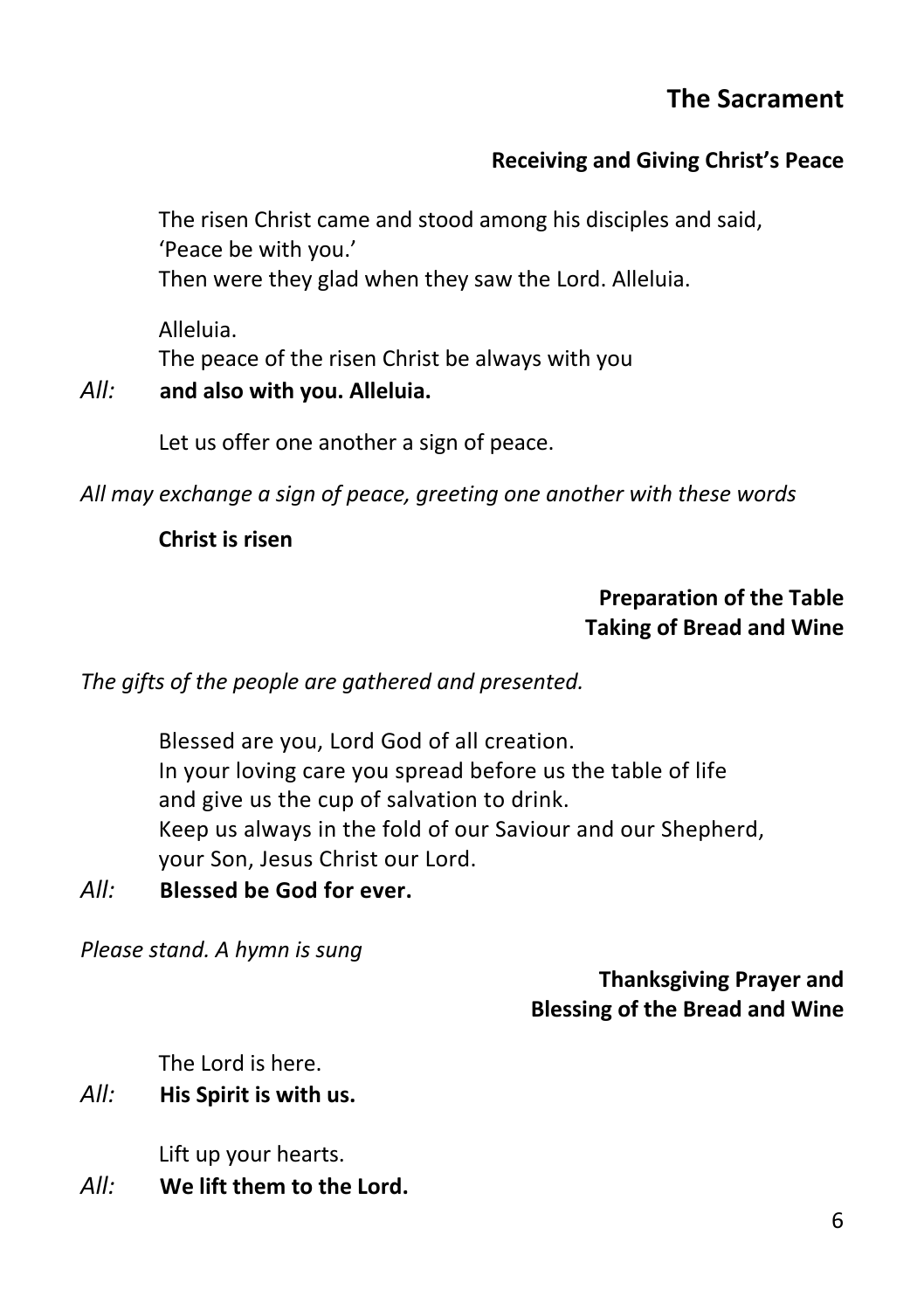## The Sacrament

### Receiving and Giving Christ's Peace

The risen Christ came and stood among his disciples and said,
'Peace be with you.'
Then were they glad when they saw the Lord. Alleluia.

Alleluia.
The peace of the risen Christ be always with you

*All:* **and also with you. Alleluia.**

Let us offer one another a sign of peace.

*All may exchange a sign of peace, greeting one another with these words*

**Christ is risen**

### Preparation of the Table
### Taking of Bread and Wine

*The gifts of the people are gathered and presented.*

Blessed are you, Lord God of all creation.
In your loving care you spread before us the table of life
and give us the cup of salvation to drink.
Keep us always in the fold of our Saviour and our Shepherd,
your Son, Jesus Christ our Lord.

*All:* **Blessed be God for ever.**

*Please stand. A hymn is sung*

### Thanksgiving Prayer and Blessing of the Bread and Wine

The Lord is here.

*All:* **His Spirit is with us.**

Lift up your hearts.

*All:* **We lift them to the Lord.**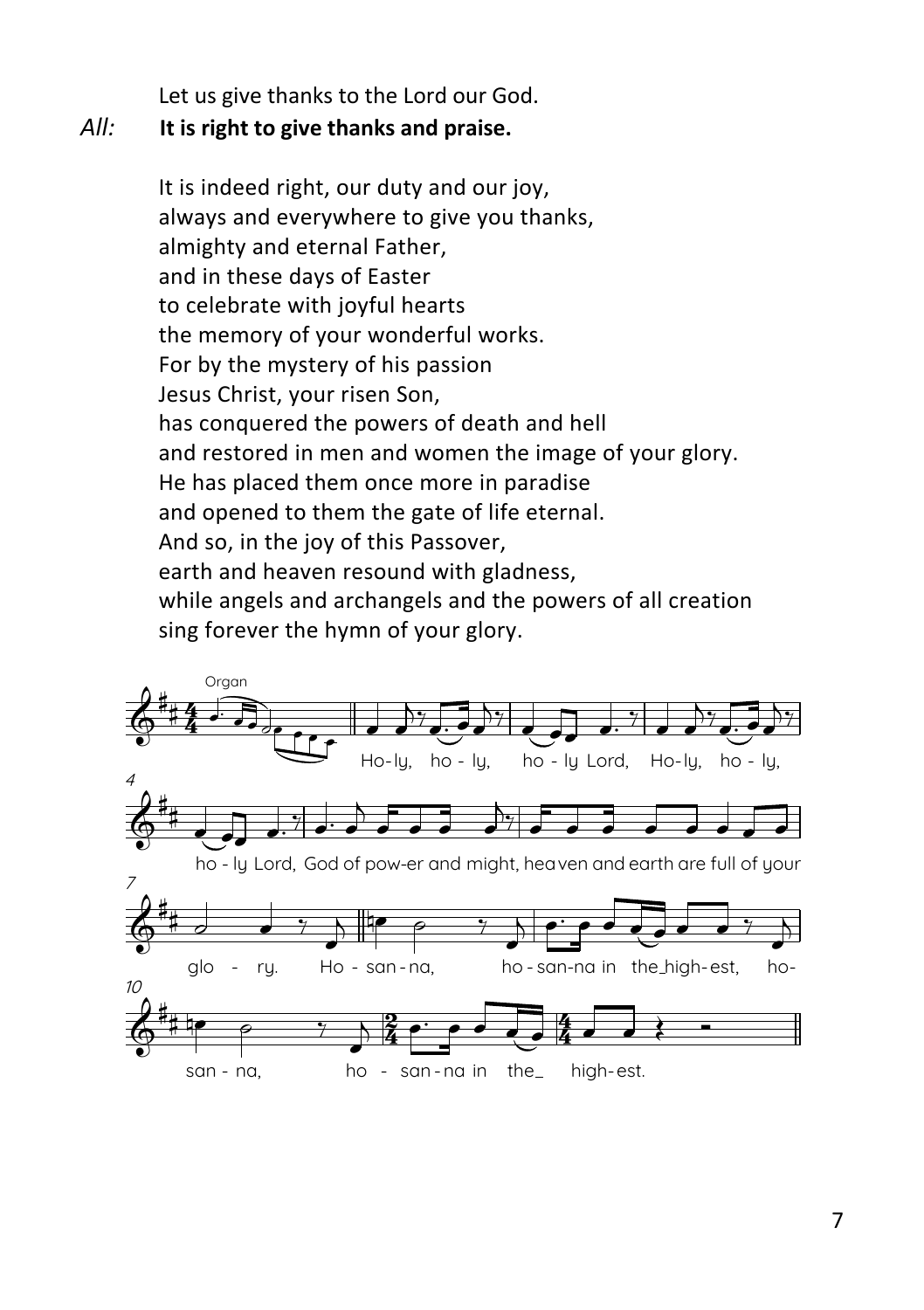Let us give thanks to the Lord our God.

*All:* **It is right to give thanks and praise.**

It is indeed right, our duty and our joy,
always and everywhere to give you thanks,
almighty and eternal Father,
and in these days of Easter
to celebrate with joyful hearts
the memory of your wonderful works.
For by the mystery of his passion
Jesus Christ, your risen Son,
has conquered the powers of death and hell
and restored in men and women the image of your glory.
He has placed them once more in paradise
and opened to them the gate of life eternal.
And so, in the joy of this Passover,
earth and heaven resound with gladness,
while angels and archangels and the powers of all creation
sing forever the hymn of your glory.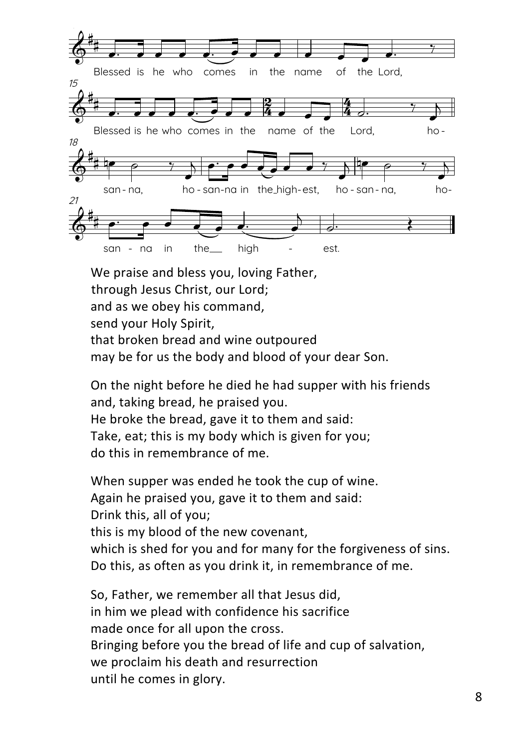Blessed is he who comes in the name of the Lord,
Blessed is he who comes in the name of the Lord,
hosanna, hosanna in the highest,
hosanna, hosanna in the highest.

We praise and bless you, loving Father,
through Jesus Christ, our Lord;
and as we obey his command,
send your Holy Spirit,
that broken bread and wine outpoured
may be for us the body and blood of your dear Son.

On the night before he died he had supper with his friends
and, taking bread, he praised you.
He broke the bread, gave it to them and said:
Take, eat; this is my body which is given for you;
do this in remembrance of me.

When supper was ended he took the cup of wine.
Again he praised you, gave it to them and said:
Drink this, all of you;
this is my blood of the new covenant,
which is shed for you and for many for the forgiveness of sins.
Do this, as often as you drink it, in remembrance of me.

So, Father, we remember all that Jesus did,
in him we plead with confidence his sacrifice
made once for all upon the cross.
Bringing before you the bread of life and cup of salvation,
we proclaim his death and resurrection
until he comes in glory.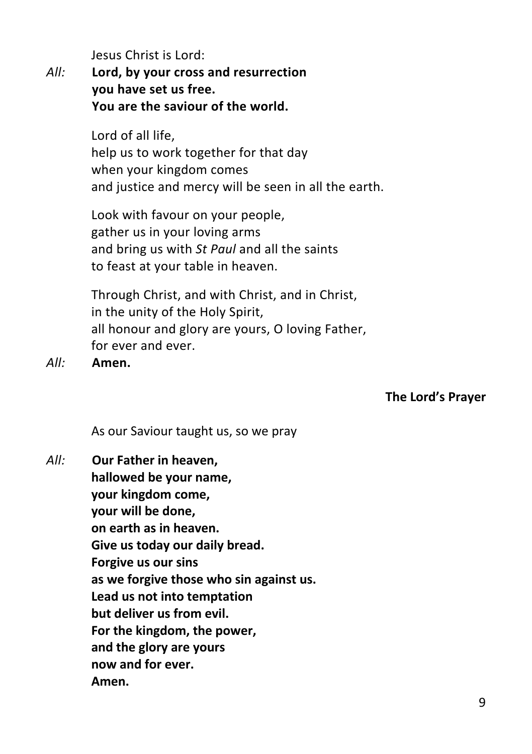Jesus Christ is Lord:

*All:* **Lord, by your cross and resurrection
you have set us free.
You are the saviour of the world.**

Lord of all life,
help us to work together for that day
when your kingdom comes
and justice and mercy will be seen in all the earth.

Look with favour on your people,
gather us in your loving arms
and bring us with *St Paul* and all the saints
to feast at your table in heaven.

Through Christ, and with Christ, and in Christ,
in the unity of the Holy Spirit,
all honour and glory are yours, O loving Father,
for ever and ever.

*All:* **Amen.**

### The Lord's Prayer

As our Saviour taught us, so we pray

*All:* **Our Father in heaven,
hallowed be your name,
your kingdom come,
your will be done,
on earth as in heaven.
Give us today our daily bread.
Forgive us our sins
as we forgive those who sin against us.
Lead us not into temptation
but deliver us from evil.
For the kingdom, the power,
and the glory are yours
now and for ever.
Amen.**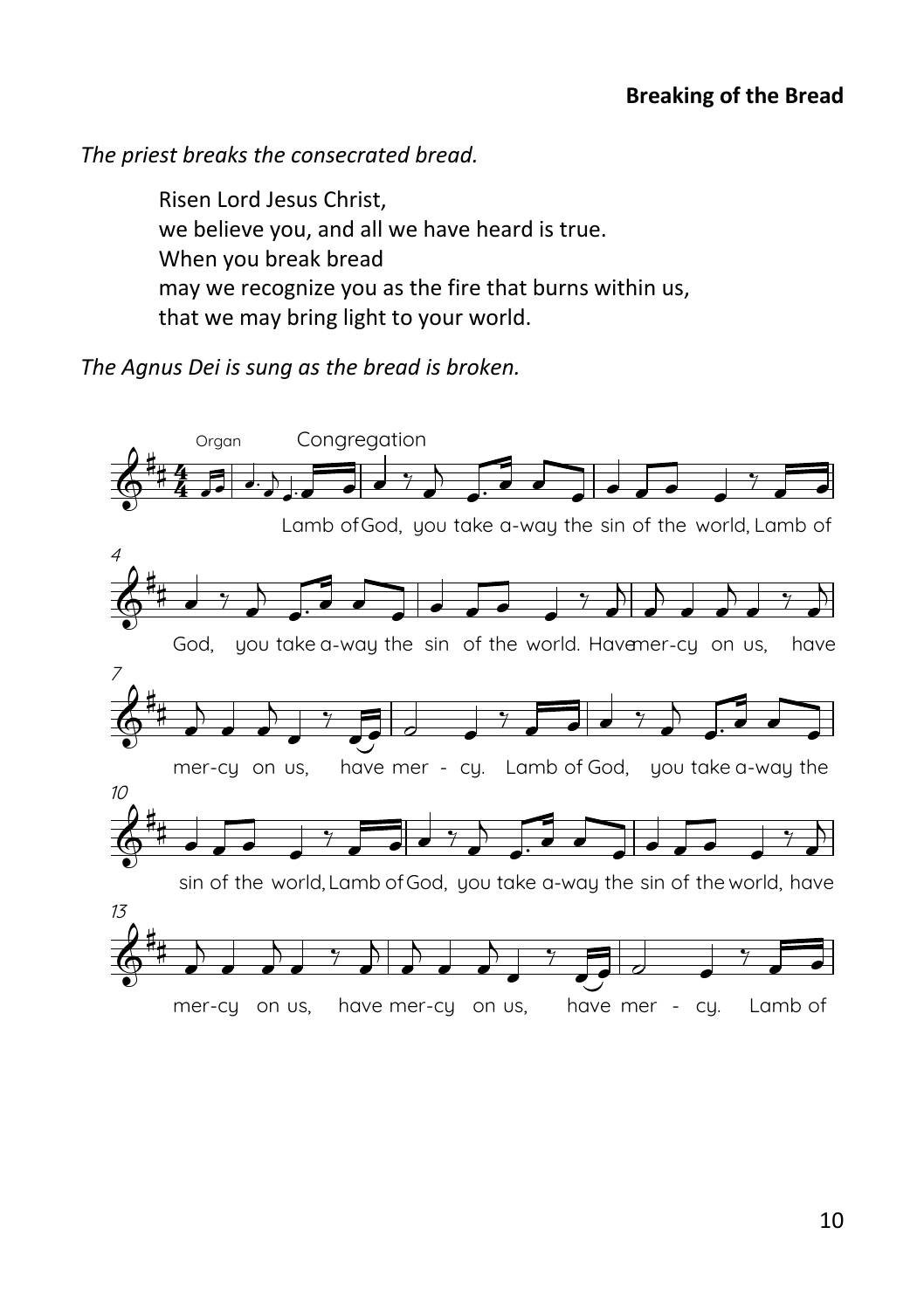## Breaking of the Bread

*The priest breaks the consecrated bread.*

Risen Lord Jesus Christ,
we believe you, and all we have heard is true.
When you break bread
may we recognize you as the fire that burns within us,
that we may bring light to your world.

*The Agnus Dei is sung as the bread is broken.*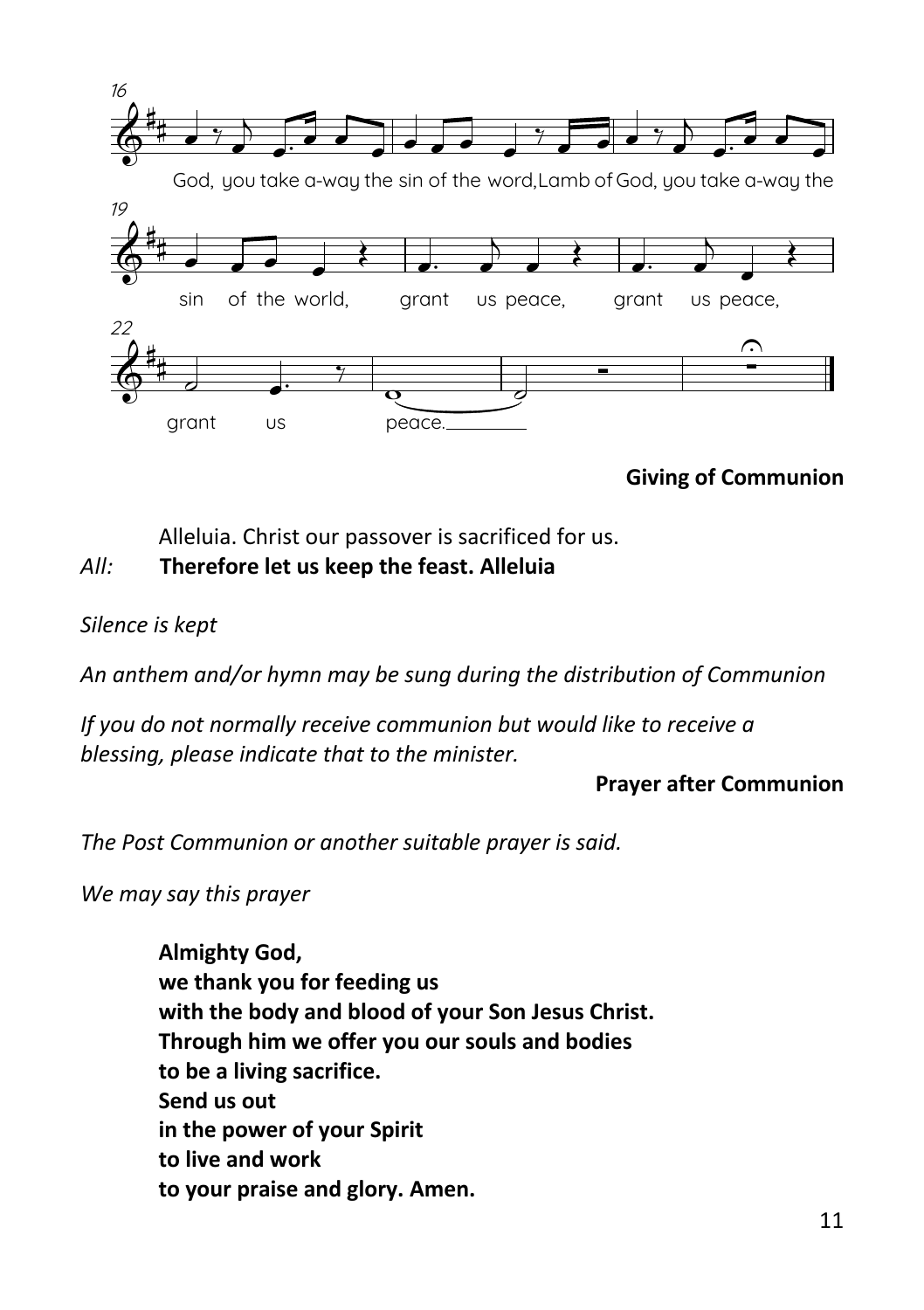God, you take a-way the sin of the word, Lamb of God, you take a-way the

sin of the world, grant us peace, grant us peace,

grant us peace.

**Giving of Communion**

Alleluia. Christ our passover is sacrificed for us.

*All:* **Therefore let us keep the feast. Alleluia**

*Silence is kept*

*An anthem and/or hymn may be sung during the distribution of Communion*

*If you do not normally receive communion but would like to receive a blessing, please indicate that to the minister.*

**Prayer after Communion**

*The Post Communion or another suitable prayer is said.*

*We may say this prayer*

**Almighty God,**
**we thank you for feeding us**
**with the body and blood of your Son Jesus Christ.**
**Through him we offer you our souls and bodies**
**to be a living sacrifice.**
**Send us out**
**in the power of your Spirit**
**to live and work**
**to your praise and glory. Amen.**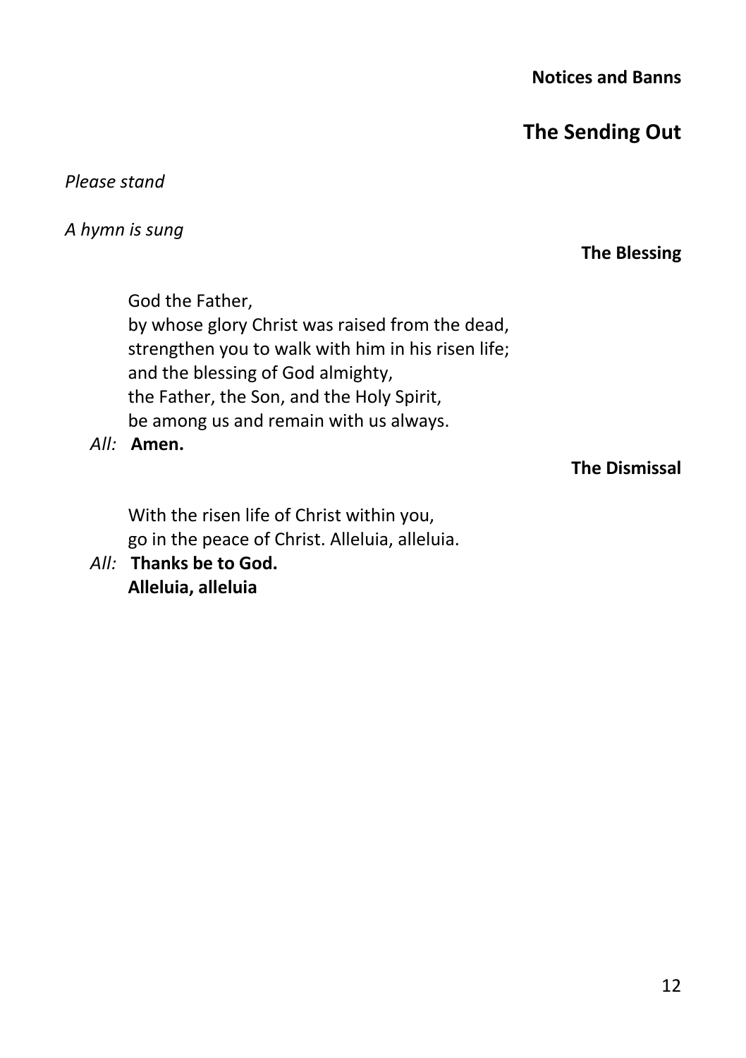### Notices and Banns

## The Sending Out

*Please stand*

*A hymn is sung*

### The Blessing

God the Father,
by whose glory Christ was raised from the dead,
strengthen you to walk with him in his risen life;
and the blessing of God almighty,
the Father, the Son, and the Holy Spirit,
be among us and remain with us always.

*All:* **Amen.**

### The Dismissal

With the risen life of Christ within you,
go in the peace of Christ. Alleluia, alleluia.

*All:* **Thanks be to God.**
**Alleluia, alleluia**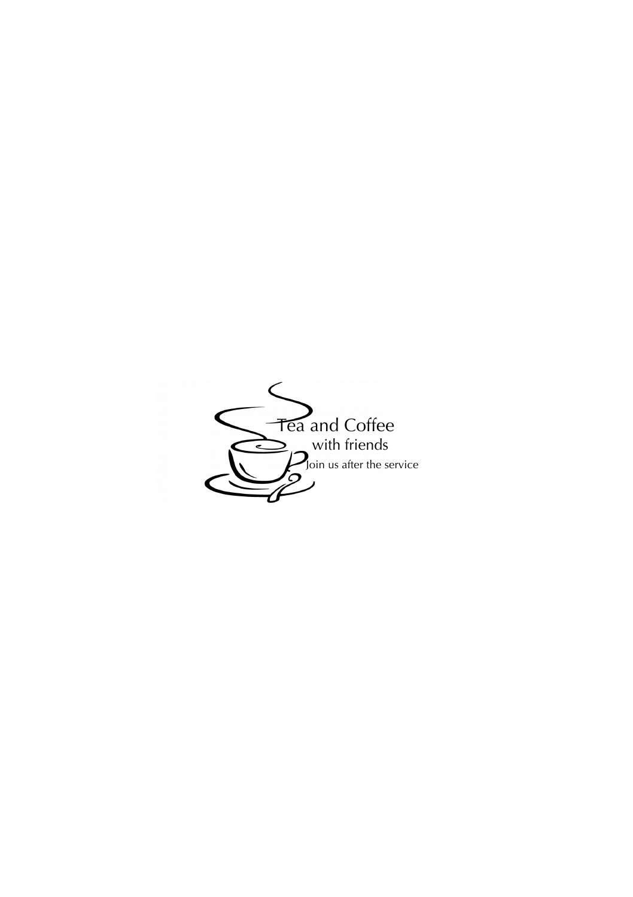Tea and Coffee

with friends

Join us after the service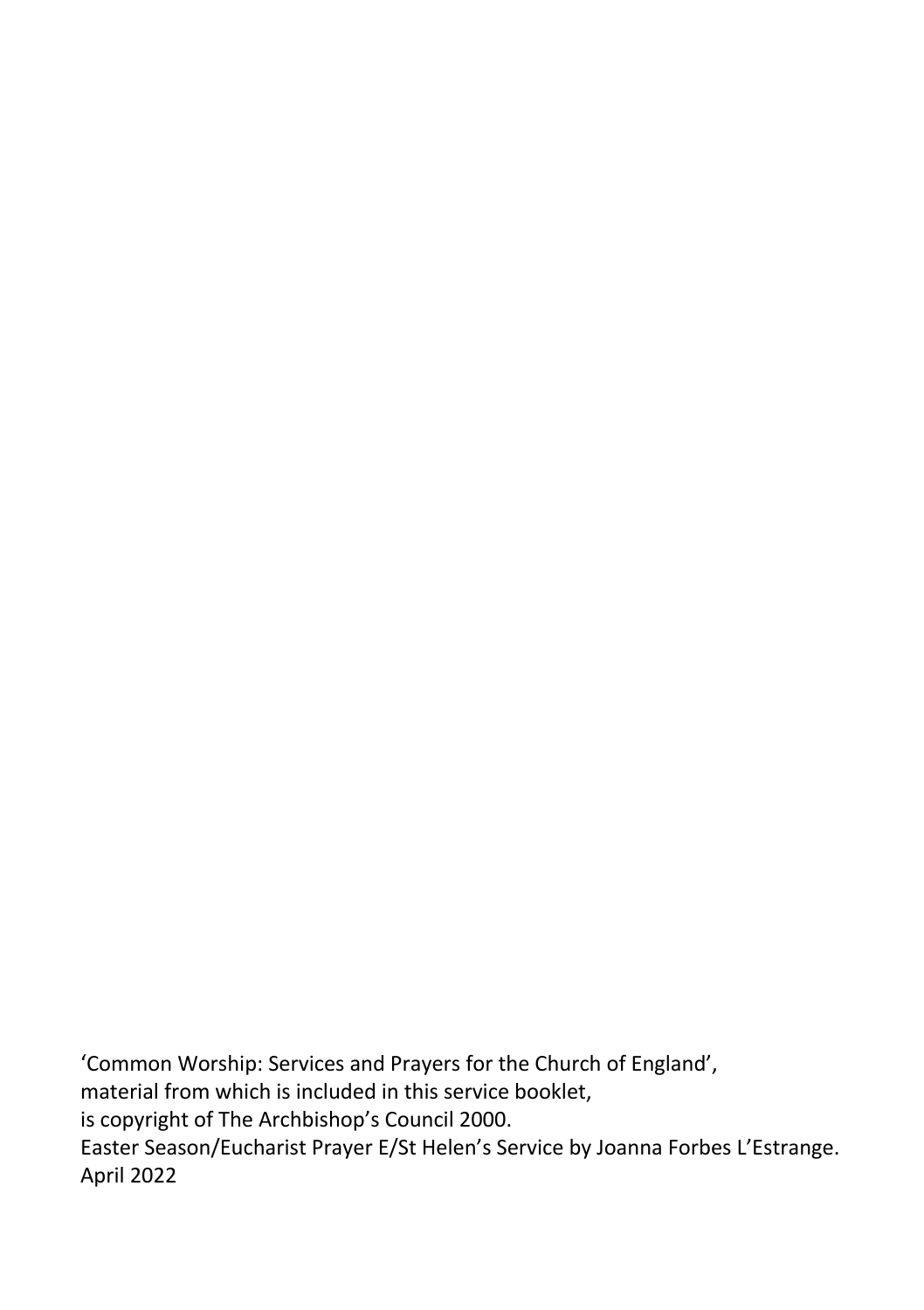'Common Worship: Services and Prayers for the Church of England',
material from which is included in this service booklet,
is copyright of The Archbishop's Council 2000.
Easter Season/Eucharist Prayer E/St Helen's Service by Joanna Forbes L'Estrange.
April 2022